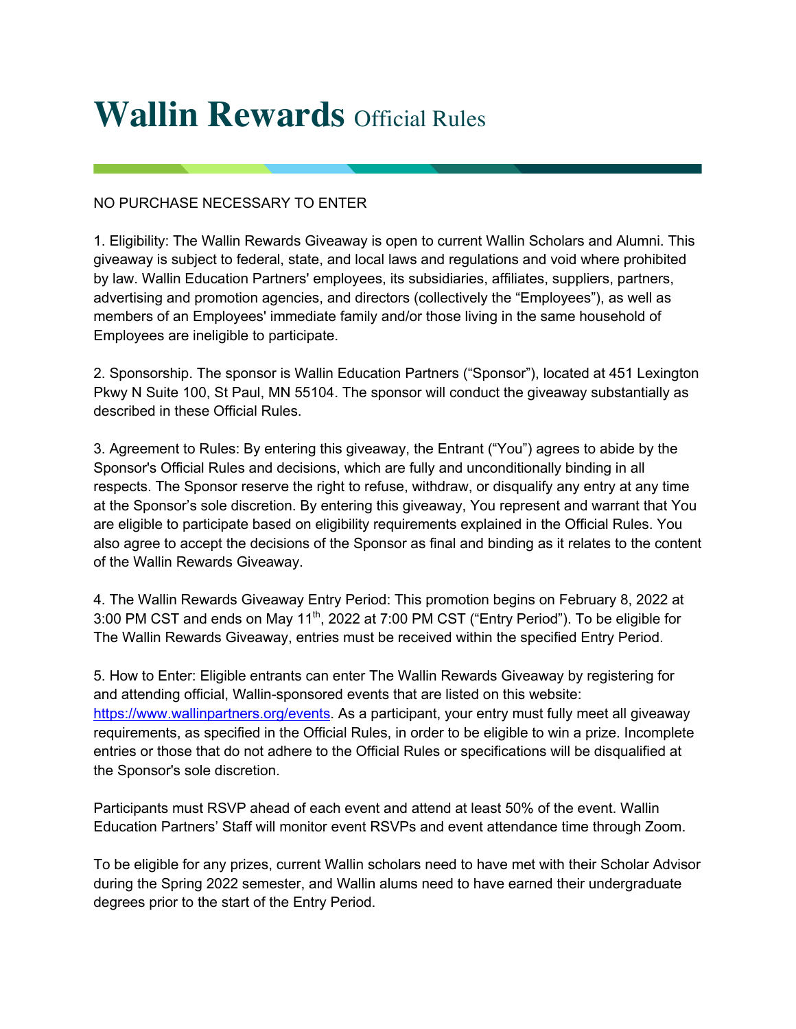# Wallin Rewards Official Rules

NO PURCHASE NECESSARY TO ENTER

1. Eligibility: The Wallin Rewards Giveaway is open to current Wallin Scholars and Alumni. This giveaway is subject to federal, state, and local laws and regulations and void where prohibited by law. Wallin Education Partners' employees, its subsidiaries, affiliates, suppliers, partners, advertising and promotion agencies, and directors (collectively the "Employees"), as well as members of an Employees' immediate family and/or those living in the same household of Employees are ineligible to participate.

2. Sponsorship. The sponsor is Wallin Education Partners ("Sponsor"), located at 451 Lexington Pkwy N Suite 100, St Paul, MN 55104. The sponsor will conduct the giveaway substantially as described in these Official Rules.

3. Agreement to Rules: By entering this giveaway, the Entrant ("You") agrees to abide by the Sponsor's Official Rules and decisions, which are fully and unconditionally binding in all respects. The Sponsor reserve the right to refuse, withdraw, or disqualify any entry at any time at the Sponsor's sole discretion. By entering this giveaway, You represent and warrant that You are eligible to participate based on eligibility requirements explained in the Official Rules. You also agree to accept the decisions of the Sponsor as final and binding as it relates to the content of the Wallin Rewards Giveaway.

4. The Wallin Rewards Giveaway Entry Period: This promotion begins on February 8, 2022 at 3:00 PM CST and ends on May 11th, 2022 at 7:00 PM CST ("Entry Period"). To be eligible for The Wallin Rewards Giveaway, entries must be received within the specified Entry Period.

5. How to Enter: Eligible entrants can enter The Wallin Rewards Giveaway by registering for and attending official, Wallin-sponsored events that are listed on this website: https://www.wallinpartners.org/events. As a participant, your entry must fully meet all giveaway requirements, as specified in the Official Rules, in order to be eligible to win a prize. Incomplete entries or those that do not adhere to the Official Rules or specifications will be disqualified at the Sponsor's sole discretion.

Participants must RSVP ahead of each event and attend at least 50% of the event. Wallin Education Partners' Staff will monitor event RSVPs and event attendance time through Zoom.

To be eligible for any prizes, current Wallin scholars need to have met with their Scholar Advisor during the Spring 2022 semester, and Wallin alums need to have earned their undergraduate degrees prior to the start of the Entry Period.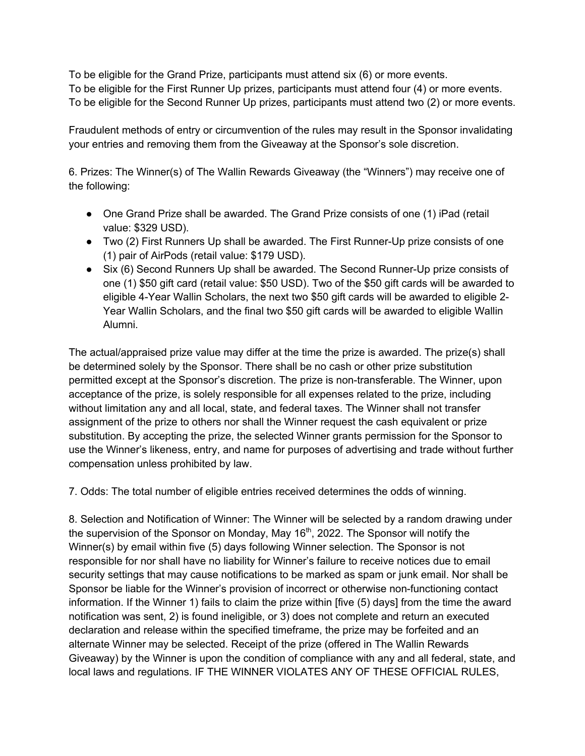To be eligible for the Grand Prize, participants must attend six (6) or more events.
To be eligible for the First Runner Up prizes, participants must attend four (4) or more events.
To be eligible for the Second Runner Up prizes, participants must attend two (2) or more events.

Fraudulent methods of entry or circumvention of the rules may result in the Sponsor invalidating your entries and removing them from the Giveaway at the Sponsor's sole discretion.

6. Prizes: The Winner(s) of The Wallin Rewards Giveaway (the "Winners") may receive one of the following:

- One Grand Prize shall be awarded. The Grand Prize consists of one (1) iPad (retail value: $329 USD).
- Two (2) First Runners Up shall be awarded. The First Runner-Up prize consists of one (1) pair of AirPods (retail value: $179 USD).
- Six (6) Second Runners Up shall be awarded. The Second Runner-Up prize consists of one (1) $50 gift card (retail value: $50 USD). Two of the $50 gift cards will be awarded to eligible 4-Year Wallin Scholars, the next two $50 gift cards will be awarded to eligible 2-Year Wallin Scholars, and the final two $50 gift cards will be awarded to eligible Wallin Alumni.

The actual/appraised prize value may differ at the time the prize is awarded. The prize(s) shall be determined solely by the Sponsor. There shall be no cash or other prize substitution permitted except at the Sponsor's discretion. The prize is non-transferable. The Winner, upon acceptance of the prize, is solely responsible for all expenses related to the prize, including without limitation any and all local, state, and federal taxes. The Winner shall not transfer assignment of the prize to others nor shall the Winner request the cash equivalent or prize substitution. By accepting the prize, the selected Winner grants permission for the Sponsor to use the Winner's likeness, entry, and name for purposes of advertising and trade without further compensation unless prohibited by law.

7. Odds: The total number of eligible entries received determines the odds of winning.

8. Selection and Notification of Winner: The Winner will be selected by a random drawing under the supervision of the Sponsor on Monday, May 16th, 2022. The Sponsor will notify the Winner(s) by email within five (5) days following Winner selection. The Sponsor is not responsible for nor shall have no liability for Winner's failure to receive notices due to email security settings that may cause notifications to be marked as spam or junk email. Nor shall be Sponsor be liable for the Winner's provision of incorrect or otherwise non-functioning contact information. If the Winner 1) fails to claim the prize within [five (5) days] from the time the award notification was sent, 2) is found ineligible, or 3) does not complete and return an executed declaration and release within the specified timeframe, the prize may be forfeited and an alternate Winner may be selected. Receipt of the prize (offered in The Wallin Rewards Giveaway) by the Winner is upon the condition of compliance with any and all federal, state, and local laws and regulations. IF THE WINNER VIOLATES ANY OF THESE OFFICIAL RULES,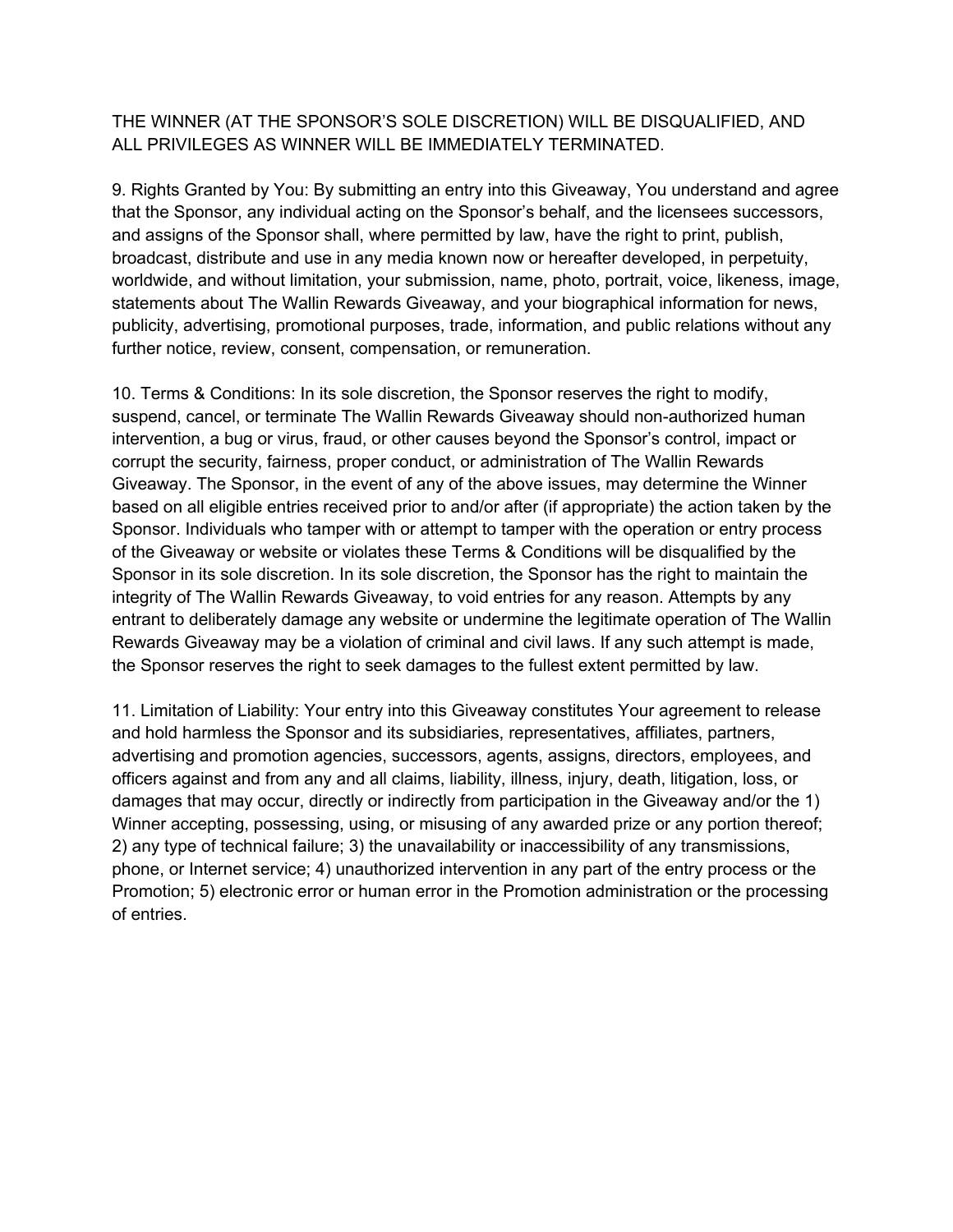THE WINNER (AT THE SPONSOR'S SOLE DISCRETION) WILL BE DISQUALIFIED, AND ALL PRIVILEGES AS WINNER WILL BE IMMEDIATELY TERMINATED.

9. Rights Granted by You: By submitting an entry into this Giveaway, You understand and agree that the Sponsor, any individual acting on the Sponsor's behalf, and the licensees successors, and assigns of the Sponsor shall, where permitted by law, have the right to print, publish, broadcast, distribute and use in any media known now or hereafter developed, in perpetuity, worldwide, and without limitation, your submission, name, photo, portrait, voice, likeness, image, statements about The Wallin Rewards Giveaway, and your biographical information for news, publicity, advertising, promotional purposes, trade, information, and public relations without any further notice, review, consent, compensation, or remuneration.

10. Terms & Conditions: In its sole discretion, the Sponsor reserves the right to modify, suspend, cancel, or terminate The Wallin Rewards Giveaway should non-authorized human intervention, a bug or virus, fraud, or other causes beyond the Sponsor's control, impact or corrupt the security, fairness, proper conduct, or administration of The Wallin Rewards Giveaway. The Sponsor, in the event of any of the above issues, may determine the Winner based on all eligible entries received prior to and/or after (if appropriate) the action taken by the Sponsor. Individuals who tamper with or attempt to tamper with the operation or entry process of the Giveaway or website or violates these Terms & Conditions will be disqualified by the Sponsor in its sole discretion. In its sole discretion, the Sponsor has the right to maintain the integrity of The Wallin Rewards Giveaway, to void entries for any reason. Attempts by any entrant to deliberately damage any website or undermine the legitimate operation of The Wallin Rewards Giveaway may be a violation of criminal and civil laws. If any such attempt is made, the Sponsor reserves the right to seek damages to the fullest extent permitted by law.

11. Limitation of Liability: Your entry into this Giveaway constitutes Your agreement to release and hold harmless the Sponsor and its subsidiaries, representatives, affiliates, partners, advertising and promotion agencies, successors, agents, assigns, directors, employees, and officers against and from any and all claims, liability, illness, injury, death, litigation, loss, or damages that may occur, directly or indirectly from participation in the Giveaway and/or the 1) Winner accepting, possessing, using, or misusing of any awarded prize or any portion thereof; 2) any type of technical failure; 3) the unavailability or inaccessibility of any transmissions, phone, or Internet service; 4) unauthorized intervention in any part of the entry process or the Promotion; 5) electronic error or human error in the Promotion administration or the processing of entries.